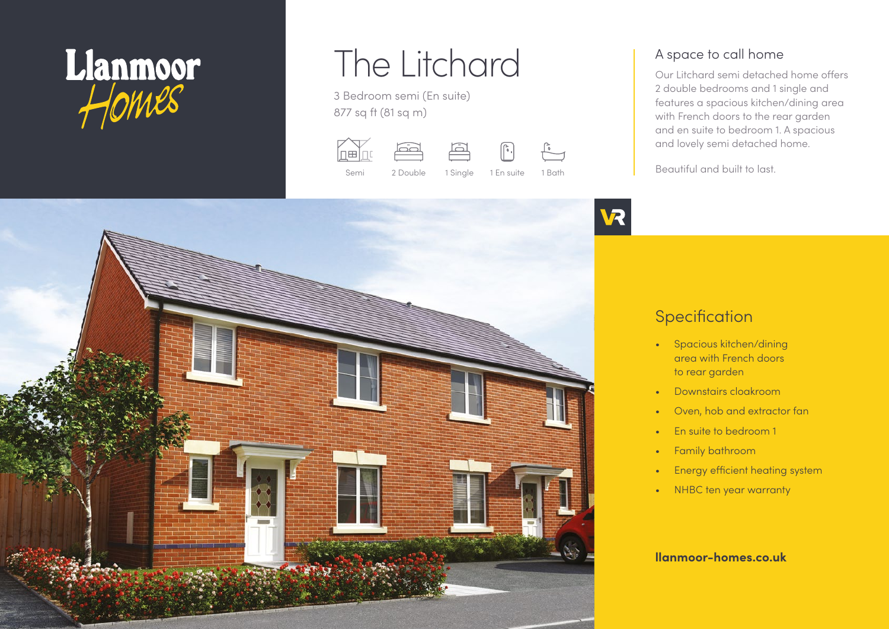Llanmoor Homes

# The Litchard

3 Bedroom semi (En suite)
877 sq ft (81 sq m)

Semi | 2 Double | 1 Single | 1 En suite | 1 Bath

## A space to call home

Our Litchard semi detached home offers 2 double bedrooms and 1 single and features a spacious kitchen/dining area with French doors to the rear garden and en suite to bedroom 1. A spacious and lovely semi detached home.

Beautiful and built to last.

## Specification

- Spacious kitchen/dining area with French doors to rear garden
- Downstairs cloakroom
- Oven, hob and extractor fan
- En suite to bedroom 1
- Family bathroom
- Energy efficient heating system
- NHBC ten year warranty

**llanmoor-homes.co.uk**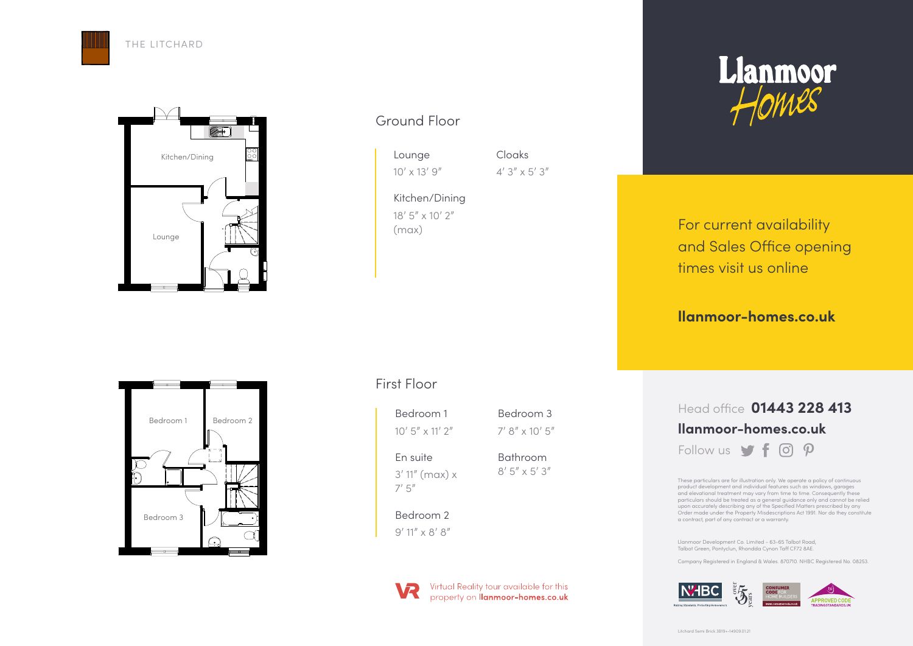THE LITCHARD

Kitchen/Dining

Lounge

## Ground Floor

Lounge
10′ x 13′ 9″

Cloaks
4′ 3″ x 5′ 3″

Kitchen/Dining
18′ 5″ x 10′ 2″ (max)

Bedroom 1

Bedroom 2

Bedroom 3

## First Floor

Bedroom 1
10′ 5″ x 11′ 2″

Bedroom 3
7′ 8″ x 10′ 5″

En suite
3′ 11″ (max) x 7′ 5″

Bathroom
8′ 5″ x 5′ 3″

Bedroom 2
9′ 11″ x 8′ 8″

Virtual Reality tour available for this property on **llanmoor-homes.co.uk**

Llanmoor Homes

For current availability and Sales Office opening times visit us online

**llanmoor-homes.co.uk**

Head office **01443 228 413**

**llanmoor-homes.co.uk**

Follow us

These particulars are for illustration only. We operate a policy of continuous product development and individual features such as windows, garages and elevational treatment may vary from time to time. Consequently these particulars should be treated as a general guidance only and cannot be relied upon accurately describing any of the Specified Matters prescribed by any Order made under the Property Misdescriptions Act 1991. Nor do they constitute a contract, part of any contract or a warranty.

Llanmoor Development Co. Limited - 63-65 Talbot Road, Talbot Green, Pontyclun, Rhondda Cynon Taff CF72 8AE.

Company Registered in England & Wales. 870710. NHBC Registered No. 08253.

NHBC Raising Standards. Protecting Homeowners

over 55 years

CONSUMER CODE FOR HOME BUILDERS

APPROVED CODE TRADINGSTANDARDS.UK

Litchard Semi Brick 3B19+-14909.01.21